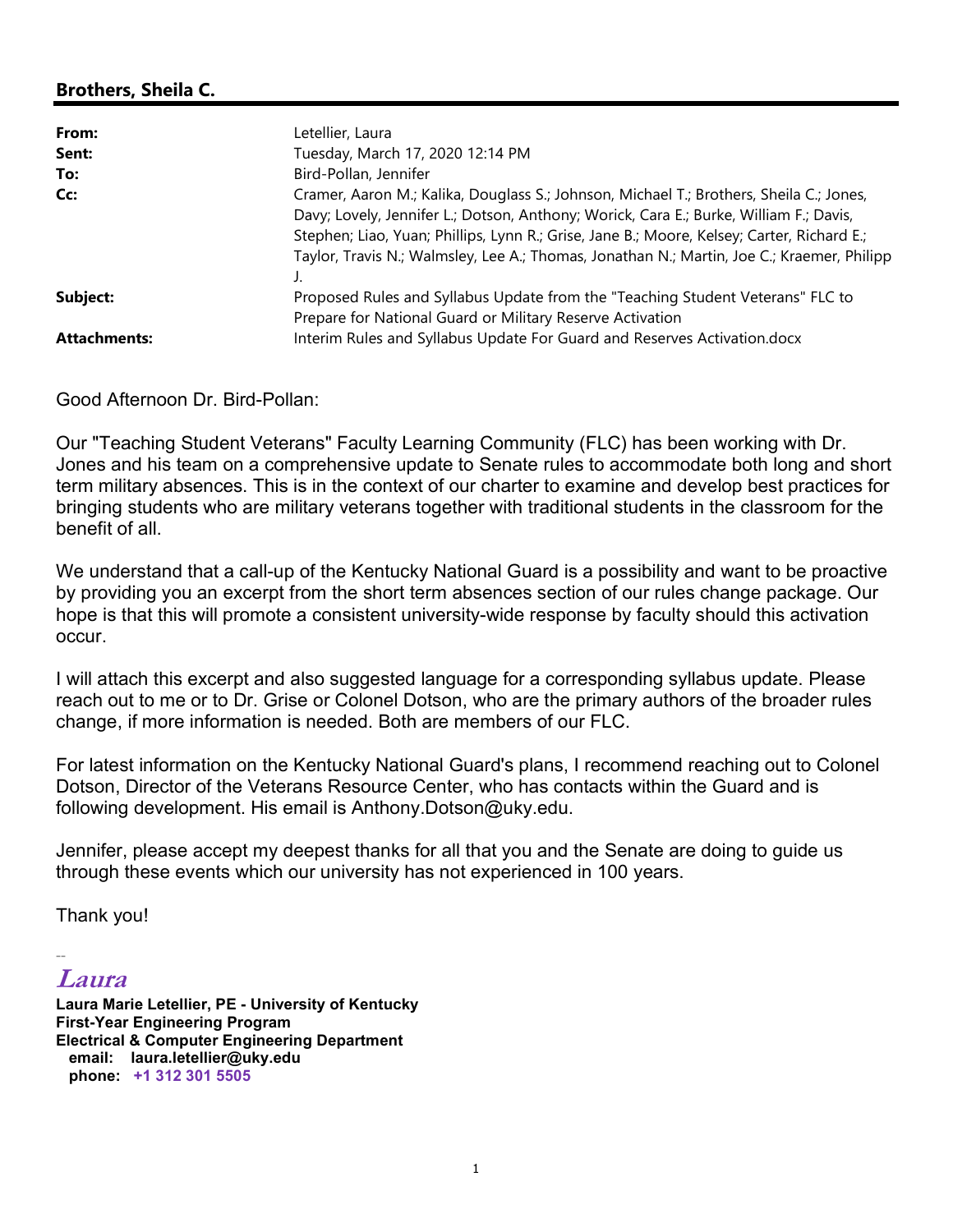## Brothers, Sheila C.

| | |
|---|---|
| **From:** | Letellier, Laura |
| **Sent:** | Tuesday, March 17, 2020 12:14 PM |
| **To:** | Bird-Pollan, Jennifer |
| **Cc:** | Cramer, Aaron M.; Kalika, Douglass S.; Johnson, Michael T.; Brothers, Sheila C.; Jones, Davy; Lovely, Jennifer L.; Dotson, Anthony; Worick, Cara E.; Burke, William F.; Davis, Stephen; Liao, Yuan; Phillips, Lynn R.; Grise, Jane B.; Moore, Kelsey; Carter, Richard E.; Taylor, Travis N.; Walmsley, Lee A.; Thomas, Jonathan N.; Martin, Joe C.; Kraemer, Philipp J. |
| **Subject:** | Proposed Rules and Syllabus Update from the "Teaching Student Veterans" FLC to Prepare for National Guard or Military Reserve Activation |
| **Attachments:** | Interim Rules and Syllabus Update For Guard and Reserves Activation.docx |

Good Afternoon Dr. Bird-Pollan:

Our "Teaching Student Veterans" Faculty Learning Community (FLC) has been working with Dr. Jones and his team on a comprehensive update to Senate rules to accommodate both long and short term military absences. This is in the context of our charter to examine and develop best practices for bringing students who are military veterans together with traditional students in the classroom for the benefit of all.

We understand that a call-up of the Kentucky National Guard is a possibility and want to be proactive by providing you an excerpt from the short term absences section of our rules change package. Our hope is that this will promote a consistent university-wide response by faculty should this activation occur.

I will attach this excerpt and also suggested language for a corresponding syllabus update. Please reach out to me or to Dr. Grise or Colonel Dotson, who are the primary authors of the broader rules change, if more information is needed. Both are members of our FLC.

For latest information on the Kentucky National Guard's plans, I recommend reaching out to Colonel Dotson, Director of the Veterans Resource Center, who has contacts within the Guard and is following development. His email is Anthony.Dotson@uky.edu.

Jennifer, please accept my deepest thanks for all that you and the Senate are doing to guide us through these events which our university has not experienced in 100 years.

Thank you!

--

*Laura*

**Laura Marie Letellier, PE - University of Kentucky**
**First-Year Engineering Program**
**Electrical & Computer Engineering Department**
**email: laura.letellier@uky.edu**
**phone: +1 312 301 5505**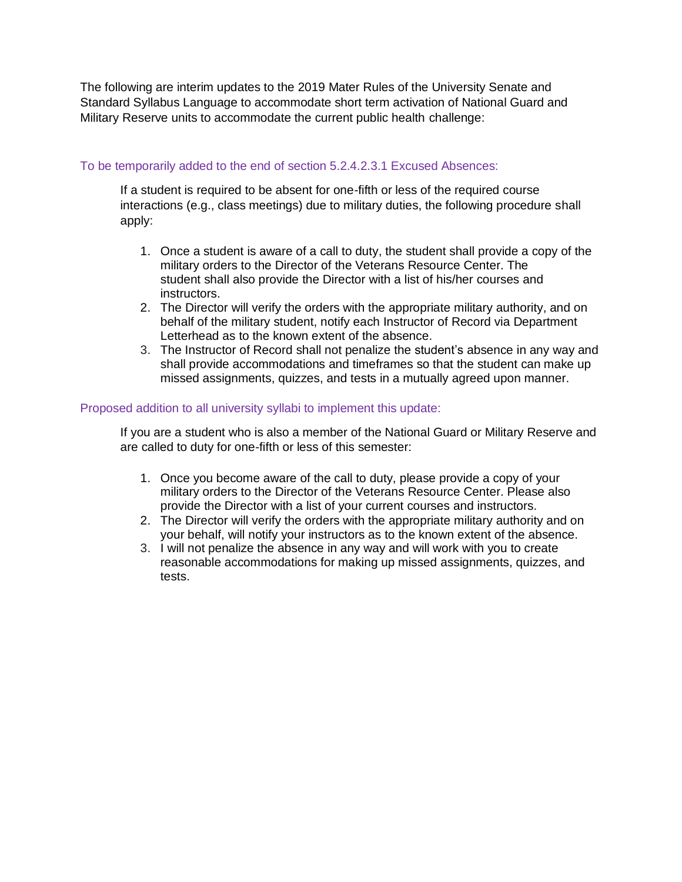The following are interim updates to the 2019 Mater Rules of the University Senate and Standard Syllabus Language to accommodate short term activation of National Guard and Military Reserve units to accommodate the current public health challenge:

### To be temporarily added to the end of section 5.2.4.2.3.1 Excused Absences:

If a student is required to be absent for one-fifth or less of the required course interactions (e.g., class meetings) due to military duties, the following procedure shall apply:

1. Once a student is aware of a call to duty, the student shall provide a copy of the military orders to the Director of the Veterans Resource Center. The student shall also provide the Director with a list of his/her courses and instructors.
2. The Director will verify the orders with the appropriate military authority, and on behalf of the military student, notify each Instructor of Record via Department Letterhead as to the known extent of the absence.
3. The Instructor of Record shall not penalize the student's absence in any way and shall provide accommodations and timeframes so that the student can make up missed assignments, quizzes, and tests in a mutually agreed upon manner.

### Proposed addition to all university syllabi to implement this update:

If you are a student who is also a member of the National Guard or Military Reserve and are called to duty for one-fifth or less of this semester:

1. Once you become aware of the call to duty, please provide a copy of your military orders to the Director of the Veterans Resource Center. Please also provide the Director with a list of your current courses and instructors.
2. The Director will verify the orders with the appropriate military authority and on your behalf, will notify your instructors as to the known extent of the absence.
3. I will not penalize the absence in any way and will work with you to create reasonable accommodations for making up missed assignments, quizzes, and tests.